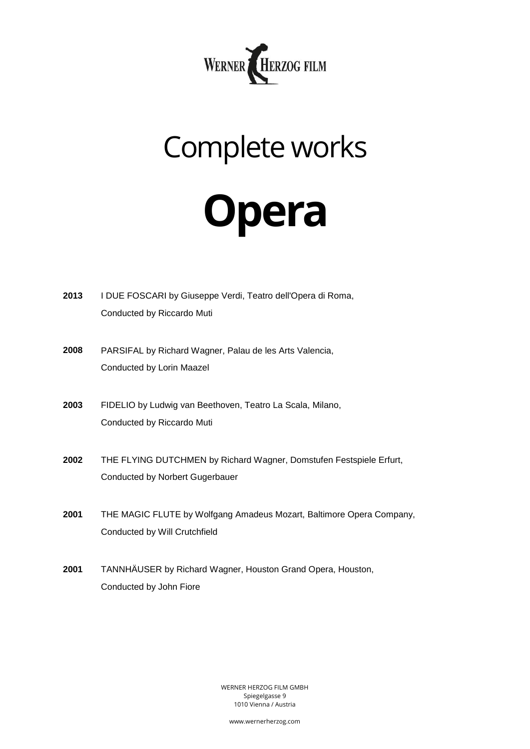WERNER HERZOG FILM

# Complete works

# Opera

**2013** I DUE FOSCARI by Giuseppe Verdi, Teatro dell'Opera di Roma,
Conducted by Riccardo Muti

**2008** PARSIFAL by Richard Wagner, Palau de les Arts Valencia,
Conducted by Lorin Maazel

**2003** FIDELIO by Ludwig van Beethoven, Teatro La Scala, Milano,
Conducted by Riccardo Muti

**2002** THE FLYING DUTCHMEN by Richard Wagner, Domstufen Festspiele Erfurt,
Conducted by Norbert Gugerbauer

**2001** THE MAGIC FLUTE by Wolfgang Amadeus Mozart, Baltimore Opera Company,
Conducted by Will Crutchfield

**2001** TANNHÄUSER by Richard Wagner, Houston Grand Opera, Houston,
Conducted by John Fiore

WERNER HERZOG FILM GMBH
Spiegelgasse 9
1010 Vienna / Austria

www.wernerherzog.com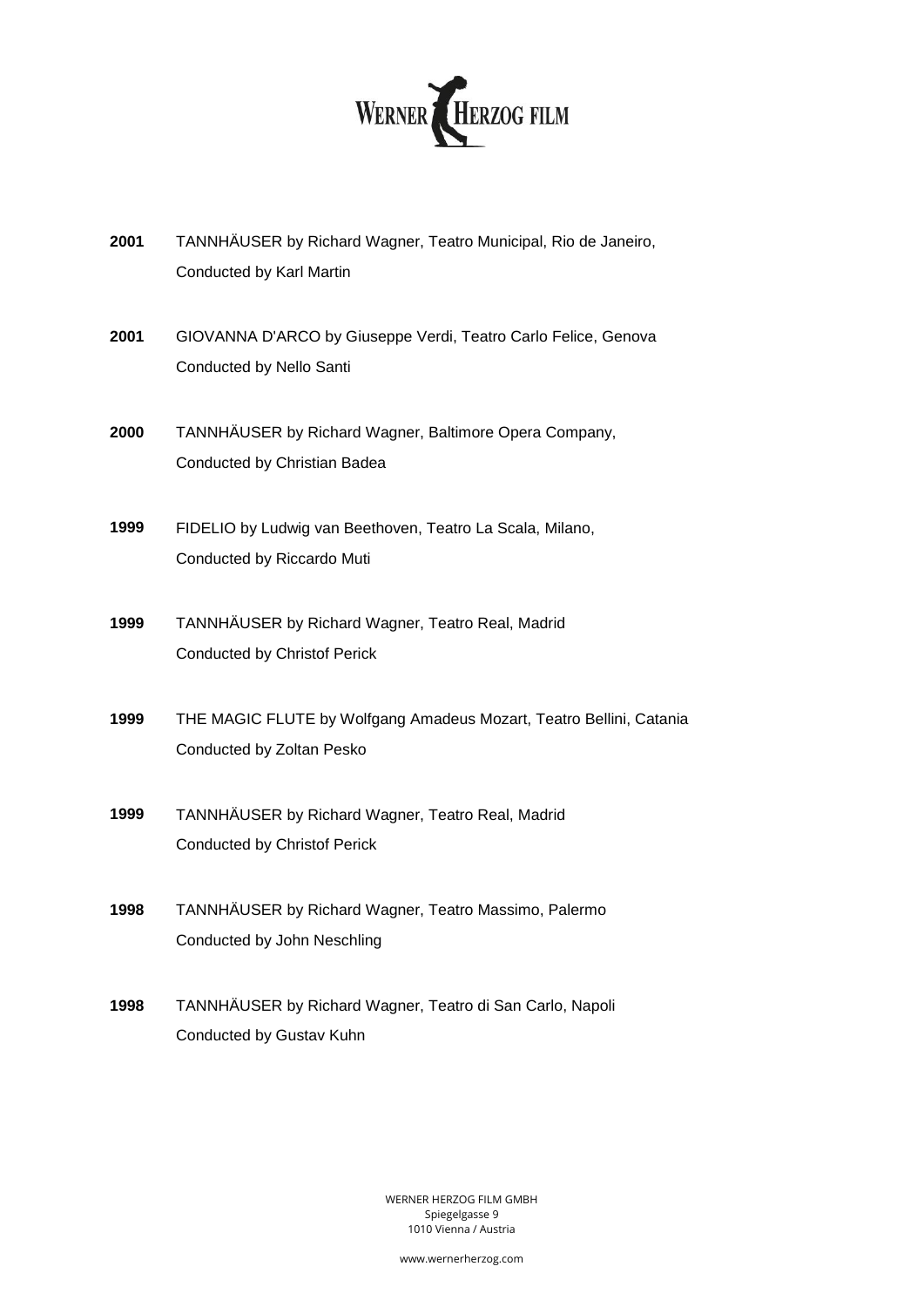**2001** TANNHÄUSER by Richard Wagner, Teatro Municipal, Rio de Janeiro, Conducted by Karl Martin

**2001** GIOVANNA D'ARCO by Giuseppe Verdi, Teatro Carlo Felice, Genova Conducted by Nello Santi

**2000** TANNHÄUSER by Richard Wagner, Baltimore Opera Company, Conducted by Christian Badea

**1999** FIDELIO by Ludwig van Beethoven, Teatro La Scala, Milano, Conducted by Riccardo Muti

**1999** TANNHÄUSER by Richard Wagner, Teatro Real, Madrid Conducted by Christof Perick

**1999** THE MAGIC FLUTE by Wolfgang Amadeus Mozart, Teatro Bellini, Catania Conducted by Zoltan Pesko

**1999** TANNHÄUSER by Richard Wagner, Teatro Real, Madrid Conducted by Christof Perick

**1998** TANNHÄUSER by Richard Wagner, Teatro Massimo, Palermo Conducted by John Neschling

**1998** TANNHÄUSER by Richard Wagner, Teatro di San Carlo, Napoli Conducted by Gustav Kuhn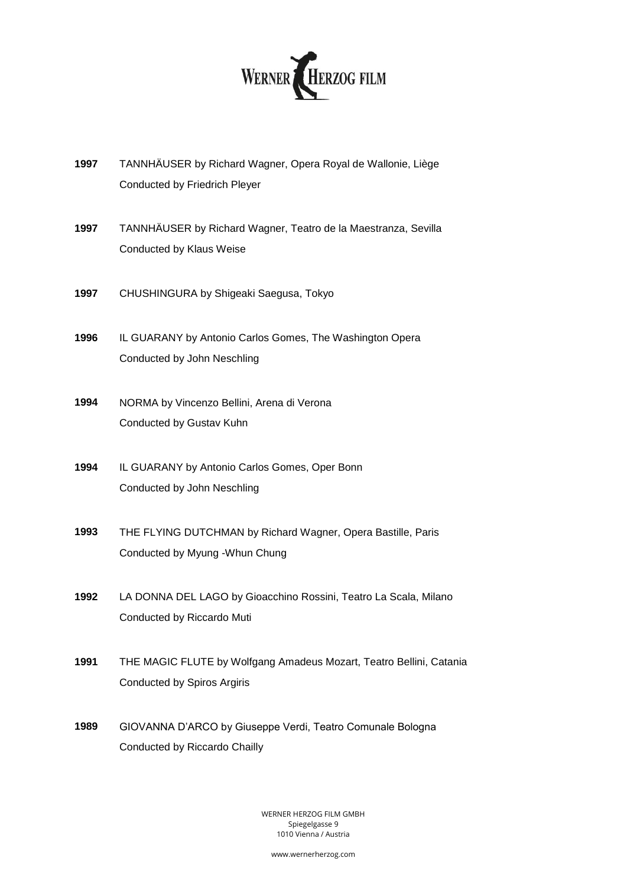**1997** TANNHÄUSER by Richard Wagner, Opera Royal de Wallonie, Liège
Conducted by Friedrich Pleyer

**1997** TANNHÄUSER by Richard Wagner, Teatro de la Maestranza, Sevilla
Conducted by Klaus Weise

**1997** CHUSHINGURA by Shigeaki Saegusa, Tokyo

**1996** IL GUARANY by Antonio Carlos Gomes, The Washington Opera
Conducted by John Neschling

**1994** NORMA by Vincenzo Bellini, Arena di Verona
Conducted by Gustav Kuhn

**1994** IL GUARANY by Antonio Carlos Gomes, Oper Bonn
Conducted by John Neschling

**1993** THE FLYING DUTCHMAN by Richard Wagner, Opera Bastille, Paris
Conducted by Myung -Whun Chung

**1992** LA DONNA DEL LAGO by Gioacchino Rossini, Teatro La Scala, Milano
Conducted by Riccardo Muti

**1991** THE MAGIC FLUTE by Wolfgang Amadeus Mozart, Teatro Bellini, Catania
Conducted by Spiros Argiris

**1989** GIOVANNA D'ARCO by Giuseppe Verdi, Teatro Comunale Bologna
Conducted by Riccardo Chailly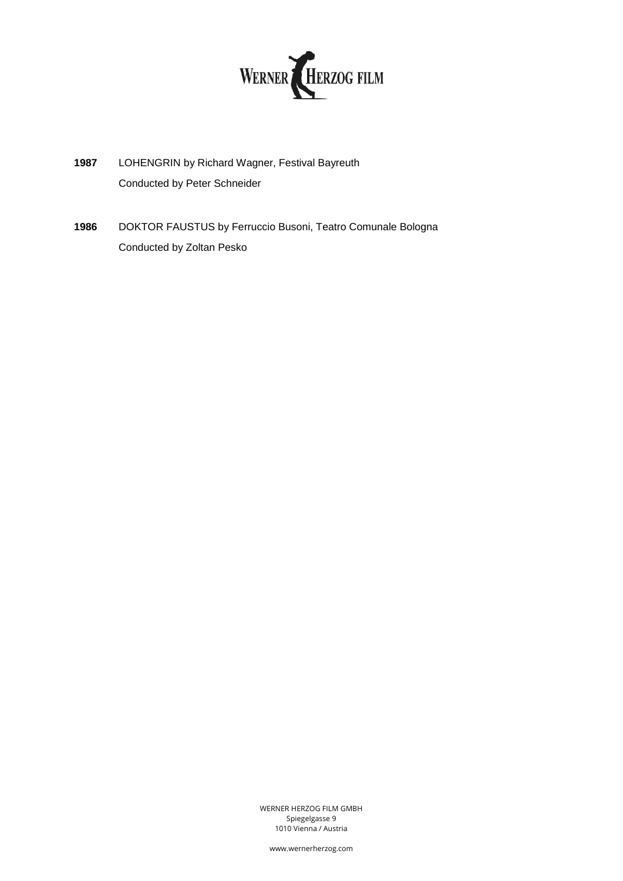**1987** LOHENGRIN by Richard Wagner, Festival Bayreuth
Conducted by Peter Schneider

**1986** DOKTOR FAUSTUS by Ferruccio Busoni, Teatro Comunale Bologna
Conducted by Zoltan Pesko